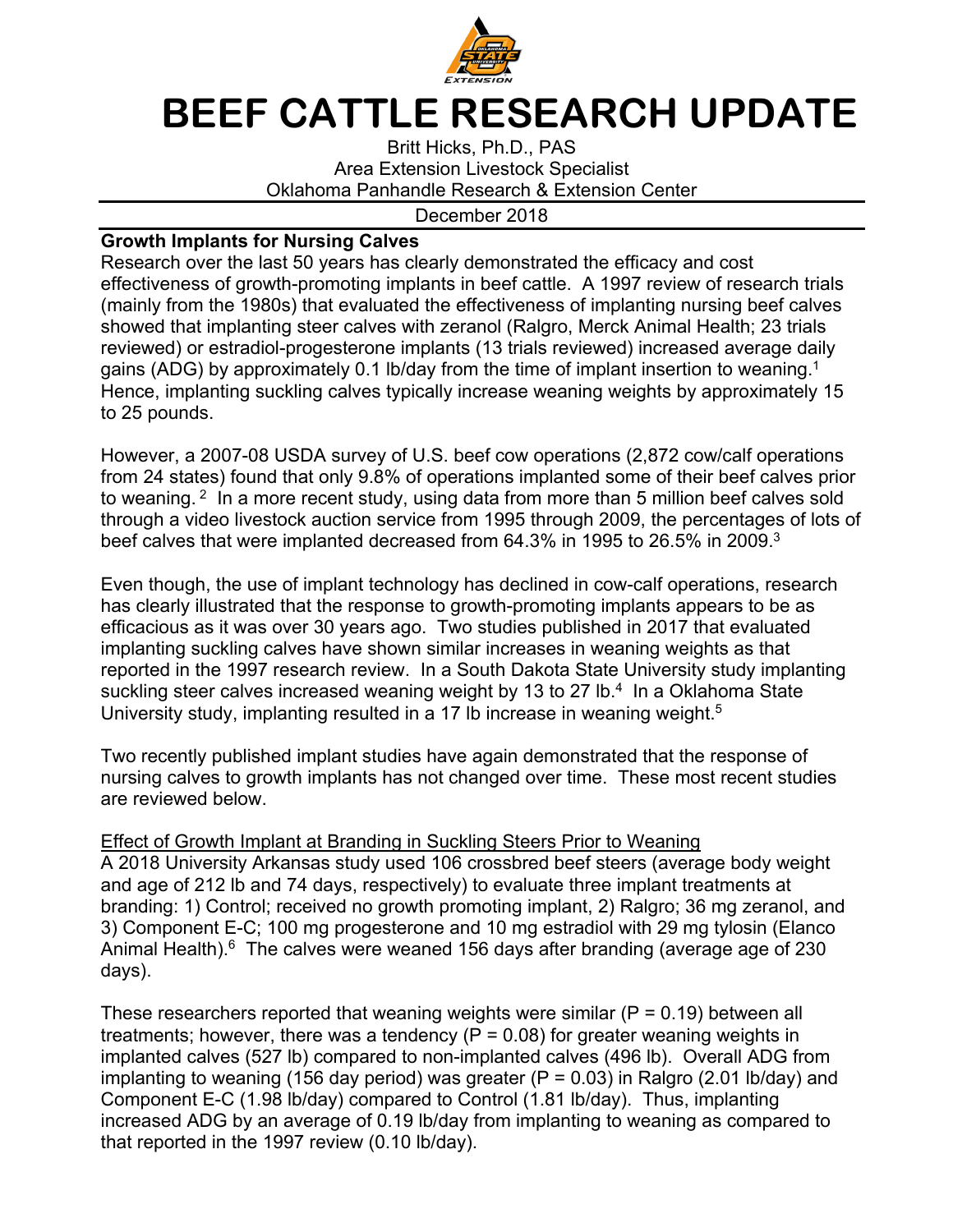# BEEF CATTLE RESEARCH UPDATE

Britt Hicks, Ph.D., PAS
Area Extension Livestock Specialist
Oklahoma Panhandle Research & Extension Center

December 2018

## Growth Implants for Nursing Calves

Research over the last 50 years has clearly demonstrated the efficacy and cost effectiveness of growth-promoting implants in beef cattle. A 1997 review of research trials (mainly from the 1980s) that evaluated the effectiveness of implanting nursing beef calves showed that implanting steer calves with zeranol (Ralgro, Merck Animal Health; 23 trials reviewed) or estradiol-progesterone implants (13 trials reviewed) increased average daily gains (ADG) by approximately 0.1 lb/day from the time of implant insertion to weaning.[1] Hence, implanting suckling calves typically increase weaning weights by approximately 15 to 25 pounds.

However, a 2007-08 USDA survey of U.S. beef cow operations (2,872 cow/calf operations from 24 states) found that only 9.8% of operations implanted some of their beef calves prior to weaning.[2] In a more recent study, using data from more than 5 million beef calves sold through a video livestock auction service from 1995 through 2009, the percentages of lots of beef calves that were implanted decreased from 64.3% in 1995 to 26.5% in 2009.[3]

Even though, the use of implant technology has declined in cow-calf operations, research has clearly illustrated that the response to growth-promoting implants appears to be as efficacious as it was over 30 years ago. Two studies published in 2017 that evaluated implanting suckling calves have shown similar increases in weaning weights as that reported in the 1997 research review. In a South Dakota State University study implanting suckling steer calves increased weaning weight by 13 to 27 lb.[4] In a Oklahoma State University study, implanting resulted in a 17 lb increase in weaning weight.[5]

Two recently published implant studies have again demonstrated that the response of nursing calves to growth implants has not changed over time. These most recent studies are reviewed below.

Effect of Growth Implant at Branding in Suckling Steers Prior to Weaning

A 2018 University Arkansas study used 106 crossbred beef steers (average body weight and age of 212 lb and 74 days, respectively) to evaluate three implant treatments at branding: 1) Control; received no growth promoting implant, 2) Ralgro; 36 mg zeranol, and 3) Component E-C; 100 mg progesterone and 10 mg estradiol with 29 mg tylosin (Elanco Animal Health).[6] The calves were weaned 156 days after branding (average age of 230 days).

These researchers reported that weaning weights were similar ($P = 0.19$) between all treatments; however, there was a tendency ($P = 0.08$) for greater weaning weights in implanted calves (527 lb) compared to non-implanted calves (496 lb). Overall ADG from implanting to weaning (156 day period) was greater ($P = 0.03$) in Ralgro (2.01 lb/day) and Component E-C (1.98 lb/day) compared to Control (1.81 lb/day). Thus, implanting increased ADG by an average of 0.19 lb/day from implanting to weaning as compared to that reported in the 1997 review (0.10 lb/day).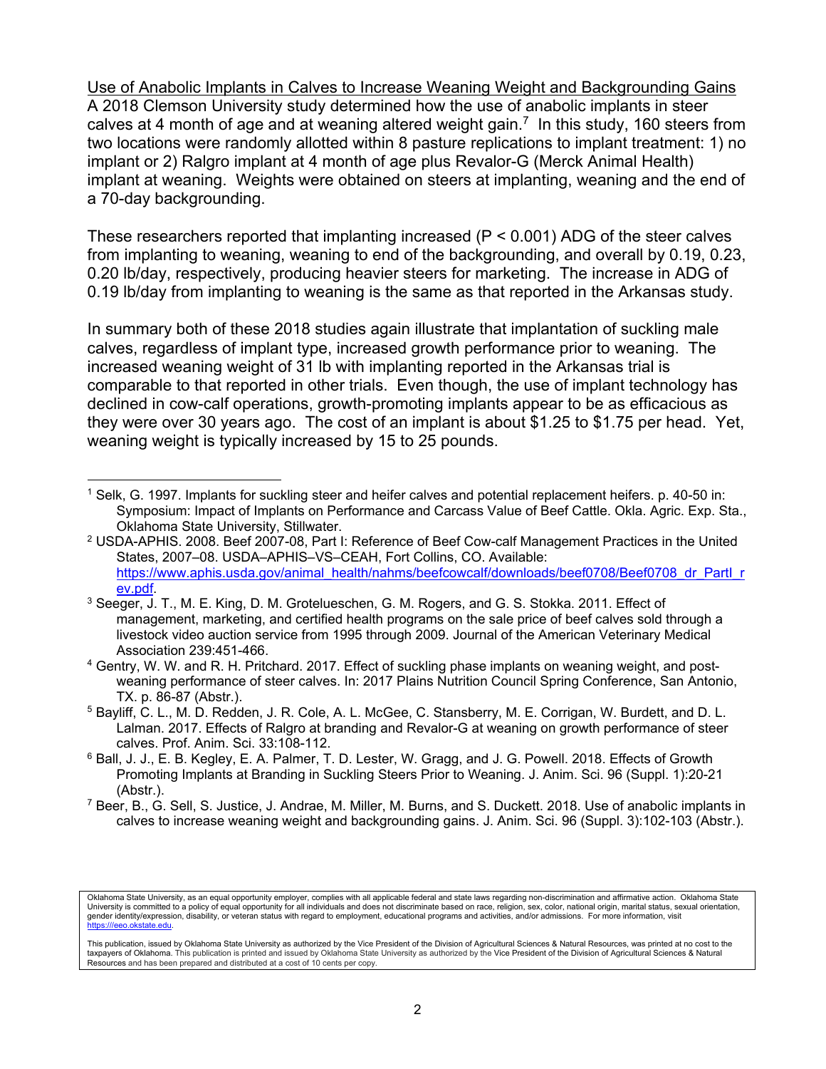<u>Use of Anabolic Implants in Calves to Increase Weaning Weight and Backgrounding Gains</u>

A 2018 Clemson University study determined how the use of anabolic implants in steer calves at 4 month of age and at weaning altered weight gain.[7] In this study, 160 steers from two locations were randomly allotted within 8 pasture replications to implant treatment: 1) no implant or 2) Ralgro implant at 4 month of age plus Revalor-G (Merck Animal Health) implant at weaning. Weights were obtained on steers at implanting, weaning and the end of a 70-day backgrounding.

These researchers reported that implanting increased ($P < 0.001$) ADG of the steer calves from implanting to weaning, weaning to end of the backgrounding, and overall by 0.19, 0.23, 0.20 lb/day, respectively, producing heavier steers for marketing. The increase in ADG of 0.19 lb/day from implanting to weaning is the same as that reported in the Arkansas study.

In summary both of these 2018 studies again illustrate that implantation of suckling male calves, regardless of implant type, increased growth performance prior to weaning. The increased weaning weight of 31 lb with implanting reported in the Arkansas trial is comparable to that reported in other trials. Even though, the use of implant technology has declined in cow-calf operations, growth-promoting implants appear to be as efficacious as they were over 30 years ago. The cost of an implant is about $1.25 to $1.75 per head. Yet, weaning weight is typically increased by 15 to 25 pounds.

---

[1] Selk, G. 1997. Implants for suckling steer and heifer calves and potential replacement heifers. p. 40-50 in: Symposium: Impact of Implants on Performance and Carcass Value of Beef Cattle. Okla. Agric. Exp. Sta., Oklahoma State University, Stillwater.

[2] USDA-APHIS. 2008. Beef 2007-08, Part I: Reference of Beef Cow-calf Management Practices in the United States, 2007–08. USDA–APHIS–VS–CEAH, Fort Collins, CO. Available: https://www.aphis.usda.gov/animal_health/nahms/beefcowcalf/downloads/beef0708/Beef0708_dr_PartI_rev.pdf.

[3] Seeger, J. T., M. E. King, D. M. Grotelueschen, G. M. Rogers, and G. S. Stokka. 2011. Effect of management, marketing, and certified health programs on the sale price of beef calves sold through a livestock video auction service from 1995 through 2009. Journal of the American Veterinary Medical Association 239:451-466.

[4] Gentry, W. W. and R. H. Pritchard. 2017. Effect of suckling phase implants on weaning weight, and post-weaning performance of steer calves. In: 2017 Plains Nutrition Council Spring Conference, San Antonio, TX. p. 86-87 (Abstr.).

[5] Bayliff, C. L., M. D. Redden, J. R. Cole, A. L. McGee, C. Stansberry, M. E. Corrigan, W. Burdett, and D. L. Lalman. 2017. Effects of Ralgro at branding and Revalor-G at weaning on growth performance of steer calves. Prof. Anim. Sci. 33:108-112.

[6] Ball, J. J., E. B. Kegley, E. A. Palmer, T. D. Lester, W. Gragg, and J. G. Powell. 2018. Effects of Growth Promoting Implants at Branding in Suckling Steers Prior to Weaning. J. Anim. Sci. 96 (Suppl. 1):20-21 (Abstr.).

[7] Beer, B., G. Sell, S. Justice, J. Andrae, M. Miller, M. Burns, and S. Duckett. 2018. Use of anabolic implants in calves to increase weaning weight and backgrounding gains. J. Anim. Sci. 96 (Suppl. 3):102-103 (Abstr.).

Oklahoma State University, as an equal opportunity employer, complies with all applicable federal and state laws regarding non-discrimination and affirmative action. Oklahoma State University is committed to a policy of equal opportunity for all individuals and does not discriminate based on race, religion, sex, color, national origin, marital status, sexual orientation, gender identity/expression, disability, or veteran status with regard to employment, educational programs and activities, and/or admissions. For more information, visit https:///eeo.okstate.edu.

This publication, issued by Oklahoma State University as authorized by the Vice President of the Division of Agricultural Sciences & Natural Resources, was printed at no cost to the taxpayers of Oklahoma. This publication is printed and issued by Oklahoma State University as authorized by the Vice President of the Division of Agricultural Sciences & Natural Resources and has been prepared and distributed at a cost of 10 cents per copy.